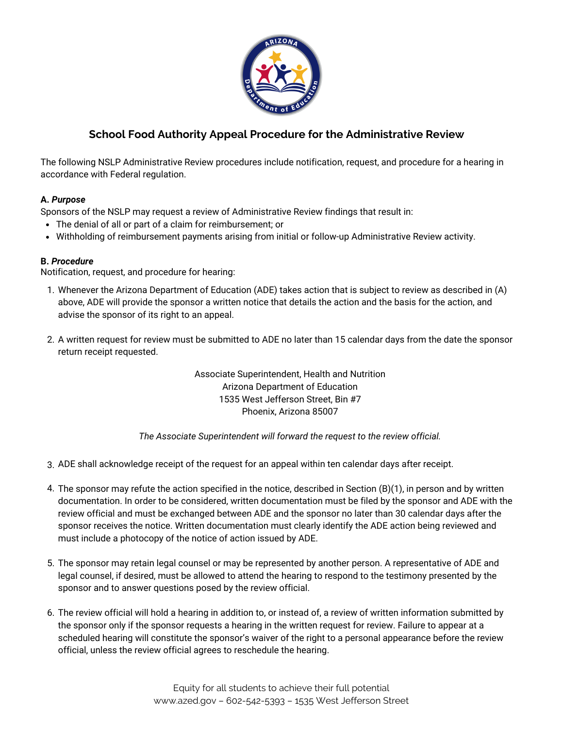# School Food Authority Appeal Procedure for the Administrative Review

The following NSLP Administrative Review procedures include notification, request, and procedure for a hearing in accordance with Federal regulation.

**A. *Purpose***
Sponsors of the NSLP may request a review of Administrative Review findings that result in:

- The denial of all or part of a claim for reimbursement; or
- Withholding of reimbursement payments arising from initial or follow-up Administrative Review activity.

**B. *Procedure***
Notification, request, and procedure for hearing:

1. Whenever the Arizona Department of Education (ADE) takes action that is subject to review as described in (A) above, ADE will provide the sponsor a written notice that details the action and the basis for the action, and advise the sponsor of its right to an appeal.

2. A written request for review must be submitted to ADE no later than 15 calendar days from the date the sponsor return receipt requested.

   Associate Superintendent, Health and Nutrition
   Arizona Department of Education
   1535 West Jefferson Street, Bin #7
   Phoenix, Arizona 85007

   *The Associate Superintendent will forward the request to the review official.*

3. ADE shall acknowledge receipt of the request for an appeal within ten calendar days after receipt.

4. The sponsor may refute the action specified in the notice, described in Section (B)(1), in person and by written documentation. In order to be considered, written documentation must be filed by the sponsor and ADE with the review official and must be exchanged between ADE and the sponsor no later than 30 calendar days after the sponsor receives the notice. Written documentation must clearly identify the ADE action being reviewed and must include a photocopy of the notice of action issued by ADE.

5. The sponsor may retain legal counsel or may be represented by another person. A representative of ADE and legal counsel, if desired, must be allowed to attend the hearing to respond to the testimony presented by the sponsor and to answer questions posed by the review official.

6. The review official will hold a hearing in addition to, or instead of, a review of written information submitted by the sponsor only if the sponsor requests a hearing in the written request for review. Failure to appear at a scheduled hearing will constitute the sponsor's waiver of the right to a personal appearance before the review official, unless the review official agrees to reschedule the hearing.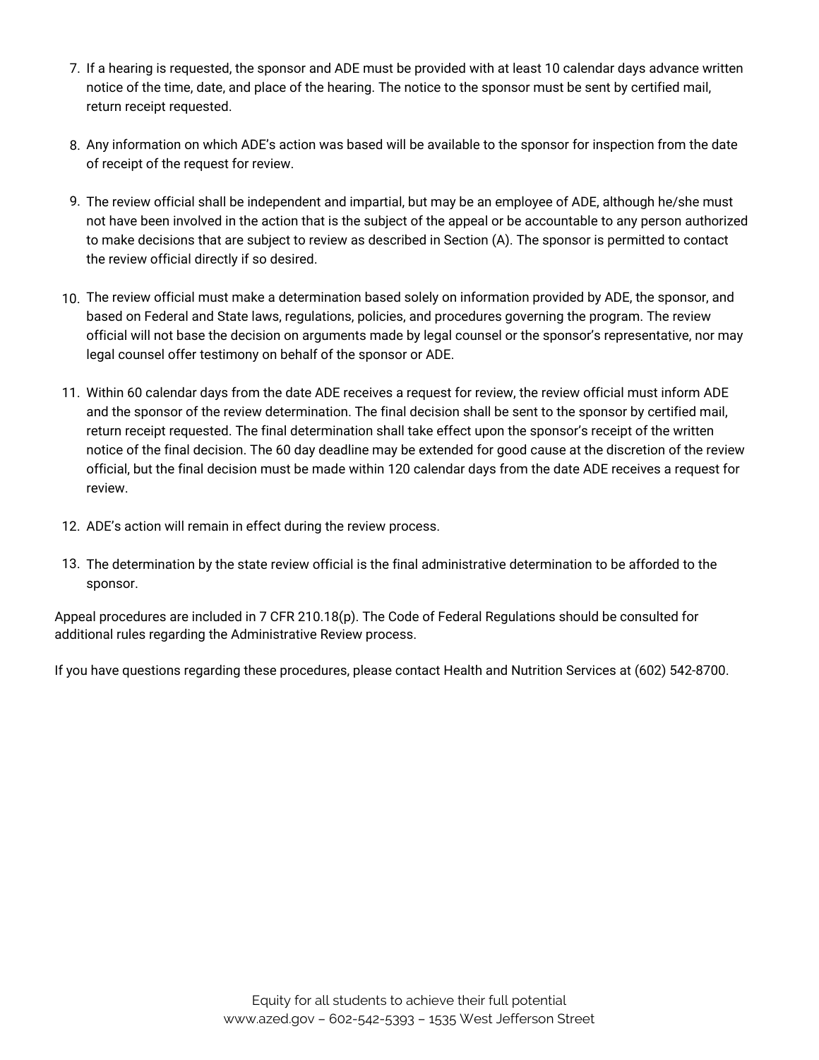7. If a hearing is requested, the sponsor and ADE must be provided with at least 10 calendar days advance written notice of the time, date, and place of the hearing. The notice to the sponsor must be sent by certified mail, return receipt requested.

8. Any information on which ADE's action was based will be available to the sponsor for inspection from the date of receipt of the request for review.

9. The review official shall be independent and impartial, but may be an employee of ADE, although he/she must not have been involved in the action that is the subject of the appeal or be accountable to any person authorized to make decisions that are subject to review as described in Section (A). The sponsor is permitted to contact the review official directly if so desired.

10. The review official must make a determination based solely on information provided by ADE, the sponsor, and based on Federal and State laws, regulations, policies, and procedures governing the program. The review official will not base the decision on arguments made by legal counsel or the sponsor's representative, nor may legal counsel offer testimony on behalf of the sponsor or ADE.

11. Within 60 calendar days from the date ADE receives a request for review, the review official must inform ADE and the sponsor of the review determination. The final decision shall be sent to the sponsor by certified mail, return receipt requested. The final determination shall take effect upon the sponsor's receipt of the written notice of the final decision. The 60 day deadline may be extended for good cause at the discretion of the review official, but the final decision must be made within 120 calendar days from the date ADE receives a request for review.

12. ADE's action will remain in effect during the review process.

13. The determination by the state review official is the final administrative determination to be afforded to the sponsor.

Appeal procedures are included in 7 CFR 210.18(p). The Code of Federal Regulations should be consulted for additional rules regarding the Administrative Review process.

If you have questions regarding these procedures, please contact Health and Nutrition Services at (602) 542-8700.